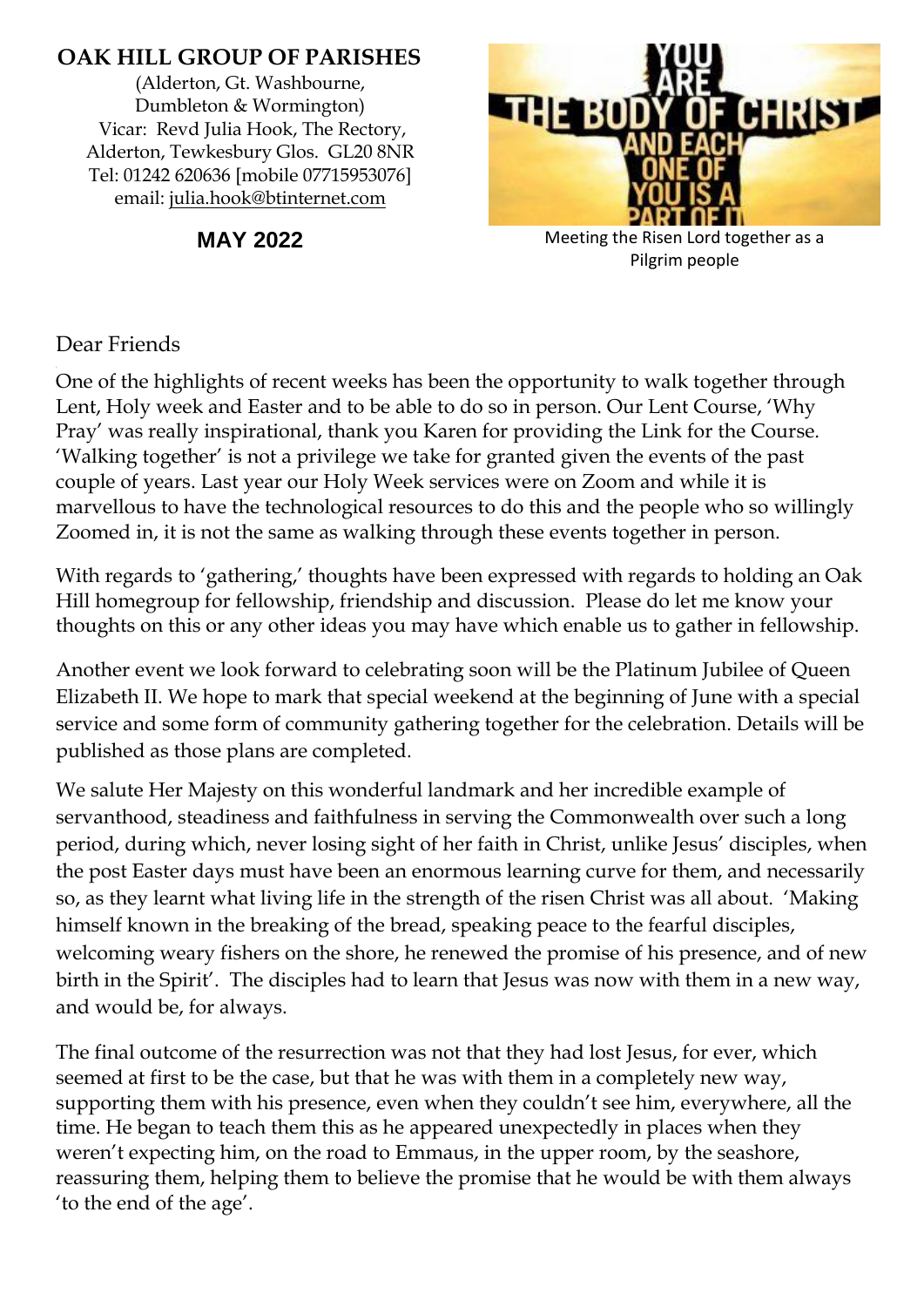# OAK HILL GROUP OF PARISHES

(Alderton, Gt. Washbourne, Dumbleton & Wormington)
Vicar: Revd Julia Hook, The Rectory, Alderton, Tewkesbury Glos. GL20 8NR
Tel: 01242 620636 [mobile 07715953076]
email: julia.hook@btinternet.com

**MAY 2022**

Meeting the Risen Lord together as a Pilgrim people

Dear Friends

One of the highlights of recent weeks has been the opportunity to walk together through Lent, Holy week and Easter and to be able to do so in person. Our Lent Course, 'Why Pray' was really inspirational, thank you Karen for providing the Link for the Course. 'Walking together' is not a privilege we take for granted given the events of the past couple of years. Last year our Holy Week services were on Zoom and while it is marvellous to have the technological resources to do this and the people who so willingly Zoomed in, it is not the same as walking through these events together in person.

With regards to 'gathering,' thoughts have been expressed with regards to holding an Oak Hill homegroup for fellowship, friendship and discussion. Please do let me know your thoughts on this or any other ideas you may have which enable us to gather in fellowship.

Another event we look forward to celebrating soon will be the Platinum Jubilee of Queen Elizabeth II. We hope to mark that special weekend at the beginning of June with a special service and some form of community gathering together for the celebration. Details will be published as those plans are completed.

We salute Her Majesty on this wonderful landmark and her incredible example of servanthood, steadiness and faithfulness in serving the Commonwealth over such a long period, during which, never losing sight of her faith in Christ, unlike Jesus' disciples, when the post Easter days must have been an enormous learning curve for them, and necessarily so, as they learnt what living life in the strength of the risen Christ was all about. 'Making himself known in the breaking of the bread, speaking peace to the fearful disciples, welcoming weary fishers on the shore, he renewed the promise of his presence, and of new birth in the Spirit'. The disciples had to learn that Jesus was now with them in a new way, and would be, for always.

The final outcome of the resurrection was not that they had lost Jesus, for ever, which seemed at first to be the case, but that he was with them in a completely new way, supporting them with his presence, even when they couldn't see him, everywhere, all the time. He began to teach them this as he appeared unexpectedly in places when they weren't expecting him, on the road to Emmaus, in the upper room, by the seashore, reassuring them, helping them to believe the promise that he would be with them always 'to the end of the age'.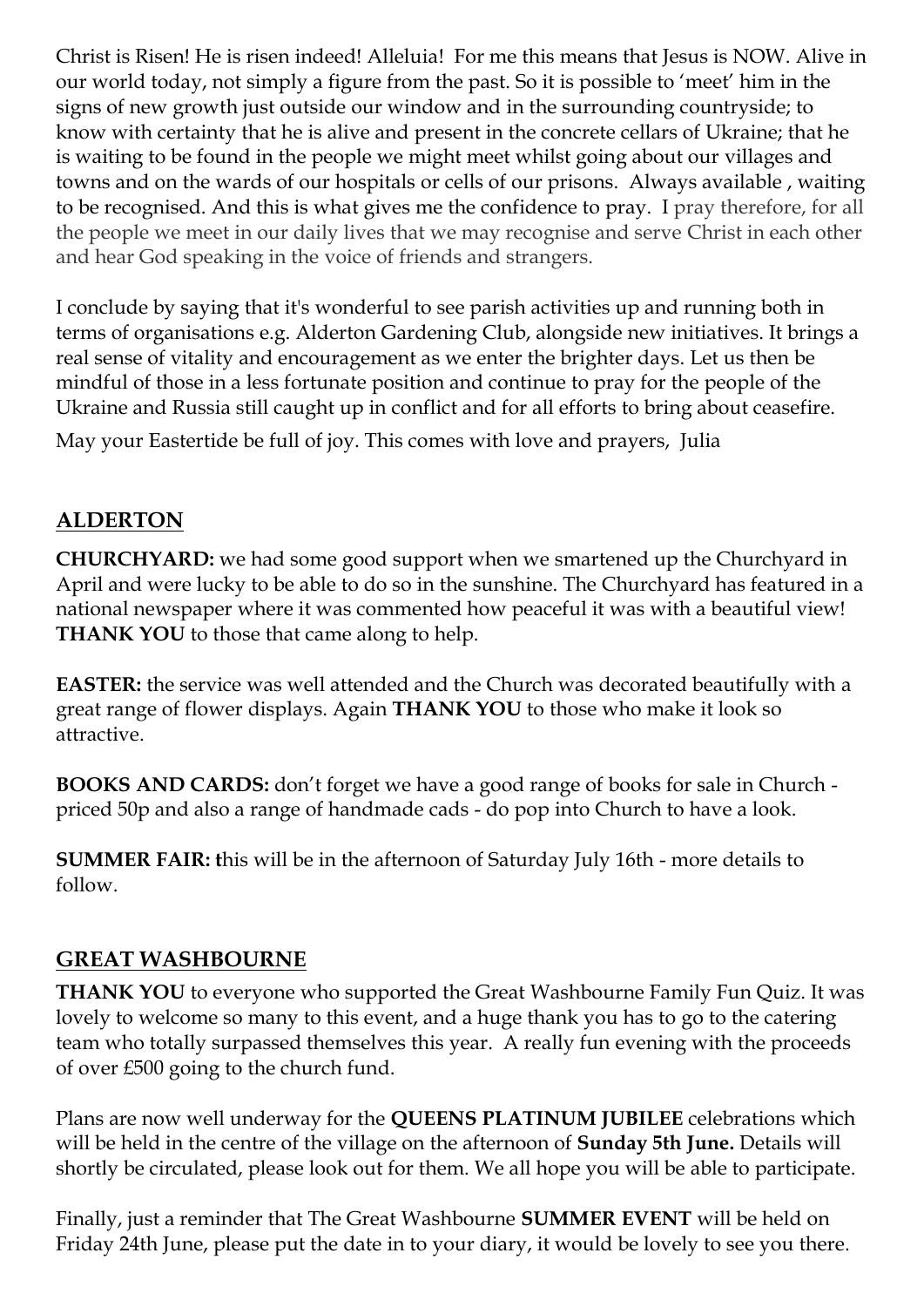Christ is Risen! He is risen indeed! Alleluia! For me this means that Jesus is NOW. Alive in our world today, not simply a figure from the past. So it is possible to 'meet' him in the signs of new growth just outside our window and in the surrounding countryside; to know with certainty that he is alive and present in the concrete cellars of Ukraine; that he is waiting to be found in the people we might meet whilst going about our villages and towns and on the wards of our hospitals or cells of our prisons. Always available , waiting to be recognised. And this is what gives me the confidence to pray. I pray therefore, for all the people we meet in our daily lives that we may recognise and serve Christ in each other and hear God speaking in the voice of friends and strangers.

I conclude by saying that it's wonderful to see parish activities up and running both in terms of organisations e.g. Alderton Gardening Club, alongside new initiatives. It brings a real sense of vitality and encouragement as we enter the brighter days. Let us then be mindful of those in a less fortunate position and continue to pray for the people of the Ukraine and Russia still caught up in conflict and for all efforts to bring about ceasefire.

May your Eastertide be full of joy. This comes with love and prayers, Julia

## ALDERTON

**CHURCHYARD:** we had some good support when we smartened up the Churchyard in April and were lucky to be able to do so in the sunshine. The Churchyard has featured in a national newspaper where it was commented how peaceful it was with a beautiful view! **THANK YOU** to those that came along to help.

**EASTER:** the service was well attended and the Church was decorated beautifully with a great range of flower displays. Again **THANK YOU** to those who make it look so attractive.

**BOOKS AND CARDS:** don't forget we have a good range of books for sale in Church - priced 50p and also a range of handmade cads - do pop into Church to have a look.

**SUMMER FAIR: t**his will be in the afternoon of Saturday July 16th - more details to follow.

## GREAT WASHBOURNE

**THANK YOU** to everyone who supported the Great Washbourne Family Fun Quiz. It was lovely to welcome so many to this event, and a huge thank you has to go to the catering team who totally surpassed themselves this year. A really fun evening with the proceeds of over £500 going to the church fund.

Plans are now well underway for the **QUEENS PLATINUM JUBILEE** celebrations which will be held in the centre of the village on the afternoon of **Sunday 5th June.** Details will shortly be circulated, please look out for them. We all hope you will be able to participate.

Finally, just a reminder that The Great Washbourne **SUMMER EVENT** will be held on Friday 24th June, please put the date in to your diary, it would be lovely to see you there.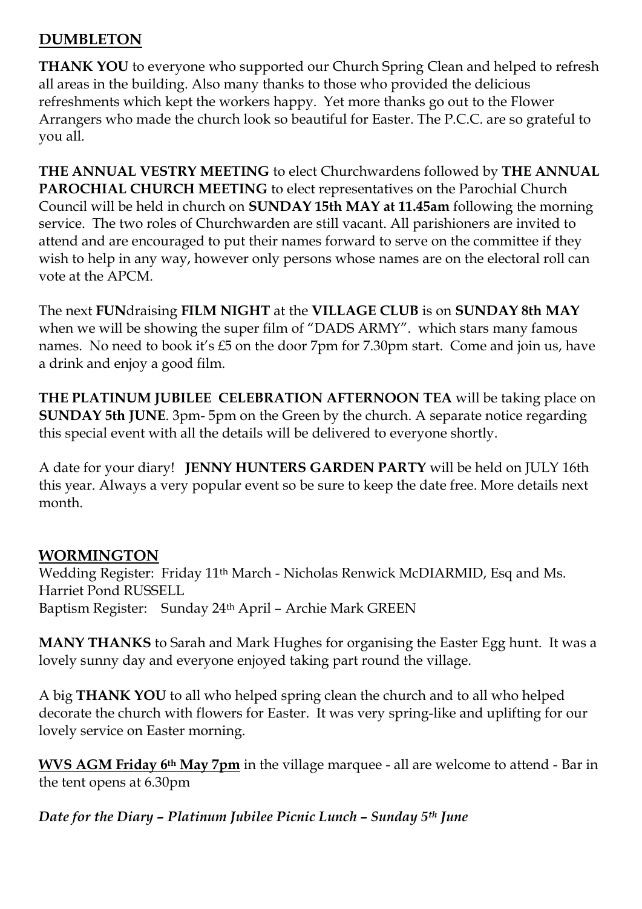## DUMBLETON

**THANK YOU** to everyone who supported our Church Spring Clean and helped to refresh all areas in the building. Also many thanks to those who provided the delicious refreshments which kept the workers happy. Yet more thanks go out to the Flower Arrangers who made the church look so beautiful for Easter. The P.C.C. are so grateful to you all.

**THE ANNUAL VESTRY MEETING** to elect Churchwardens followed by **THE ANNUAL PAROCHIAL CHURCH MEETING** to elect representatives on the Parochial Church Council will be held in church on **SUNDAY 15th MAY at 11.45am** following the morning service. The two roles of Churchwarden are still vacant. All parishioners are invited to attend and are encouraged to put their names forward to serve on the committee if they wish to help in any way, however only persons whose names are on the electoral roll can vote at the APCM.

The next **FUN**draising **FILM NIGHT** at the **VILLAGE CLUB** is on **SUNDAY 8th MAY** when we will be showing the super film of "DADS ARMY". which stars many famous names. No need to book it's £5 on the door 7pm for 7.30pm start. Come and join us, have a drink and enjoy a good film.

**THE PLATINUM JUBILEE CELEBRATION AFTERNOON TEA** will be taking place on **SUNDAY 5th JUNE**. 3pm- 5pm on the Green by the church. A separate notice regarding this special event with all the details will be delivered to everyone shortly.

A date for your diary! **JENNY HUNTERS GARDEN PARTY** will be held on JULY 16th this year. Always a very popular event so be sure to keep the date free. More details next month.

## WORMINGTON

Wedding Register: Friday 11th March - Nicholas Renwick McDIARMID, Esq and Ms. Harriet Pond RUSSELL
Baptism Register: Sunday 24th April – Archie Mark GREEN

**MANY THANKS** to Sarah and Mark Hughes for organising the Easter Egg hunt. It was a lovely sunny day and everyone enjoyed taking part round the village.

A big **THANK YOU** to all who helped spring clean the church and to all who helped decorate the church with flowers for Easter. It was very spring-like and uplifting for our lovely service on Easter morning.

**WVS AGM Friday 6th May 7pm** in the village marquee - all are welcome to attend - Bar in the tent opens at 6.30pm

***Date for the Diary – Platinum Jubilee Picnic Lunch – Sunday 5th June***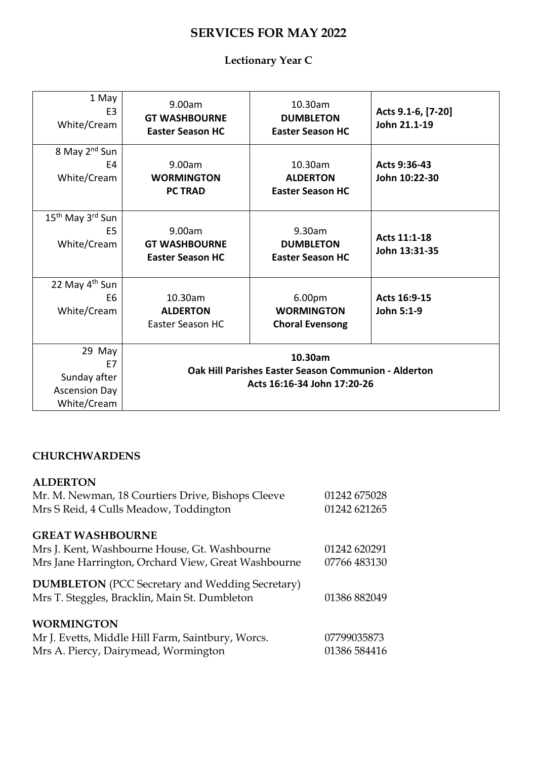# SERVICES FOR MAY 2022

### Lectionary Year C

| | | | |
|---|---|---|---|
| 1 May<br>E3<br>White/Cream | 9.00am<br>**GT WASHBOURNE**<br>**Easter Season HC** | 10.30am<br>**DUMBLETON**<br>**Easter Season HC** | **Acts 9.1-6, [7-20]**<br>**John 21.1-19** |
| 8 May 2nd Sun<br>E4<br>White/Cream | 9.00am<br>**WORMINGTON**<br>**PC TRAD** | 10.30am<br>**ALDERTON**<br>**Easter Season HC** | **Acts 9:36-43**<br>**John 10:22-30** |
| 15th May 3rd Sun<br>E5<br>White/Cream | 9.00am<br>**GT WASHBOURNE**<br>**Easter Season HC** | 9.30am<br>**DUMBLETON**<br>**Easter Season HC** | **Acts 11:1-18**<br>**John 13:31-35** |
| 22 May 4th Sun<br>E6<br>White/Cream | 10.30am<br>**ALDERTON**<br>Easter Season HC | 6.00pm<br>**WORMINGTON**<br>**Choral Evensong** | **Acts 16:9-15**<br>**John 5:1-9** |
| 29 May<br>E7<br>Sunday after Ascension Day<br>White/Cream | **10.30am**<br>**Oak Hill Parishes Easter Season Communion - Alderton**<br>**Acts 16:16-34 John 17:20-26** | | |

## CHURCHWARDENS

**ALDERTON**
Mr. M. Newman, 18 Courtiers Drive, Bishops Cleeve 01242 675028
Mrs S Reid, 4 Culls Meadow, Toddington 01242 621265

**GREAT WASHBOURNE**
Mrs J. Kent, Washbourne House, Gt. Washbourne 01242 620291
Mrs Jane Harrington, Orchard View, Great Washbourne 07766 483130

**DUMBLETON** (PCC Secretary and Wedding Secretary)
Mrs T. Steggles, Bracklin, Main St. Dumbleton 01386 882049

**WORMINGTON**
Mr J. Evetts, Middle Hill Farm, Saintbury, Worcs. 07799035873
Mrs A. Piercy, Dairymead, Wormington 01386 584416